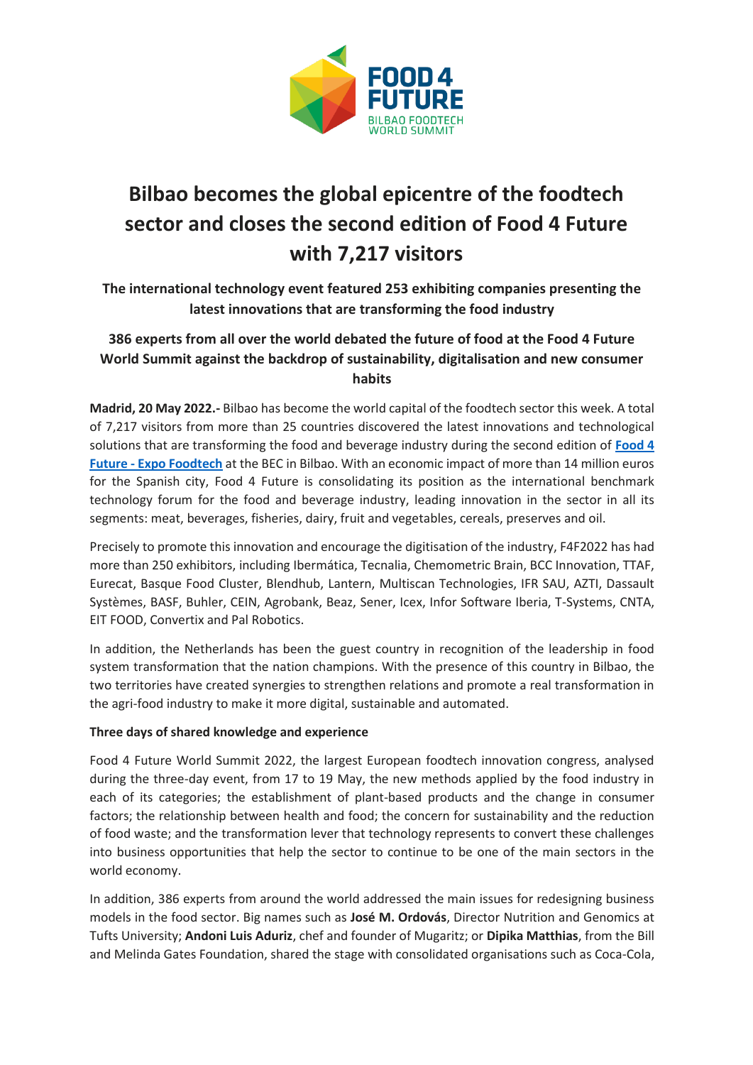FOOD 4 FUTURE
BILBAO FOODTECH WORLD SUMMIT

# Bilbao becomes the global epicentre of the foodtech sector and closes the second edition of Food 4 Future with 7,217 visitors

## The international technology event featured 253 exhibiting companies presenting the latest innovations that are transforming the food industry

## 386 experts from all over the world debated the future of food at the Food 4 Future World Summit against the backdrop of sustainability, digitalisation and new consumer habits

**Madrid, 20 May 2022.-** Bilbao has become the world capital of the foodtech sector this week. A total of 7,217 visitors from more than 25 countries discovered the latest innovations and technological solutions that are transforming the food and beverage industry during the second edition of **Food 4 Future - Expo Foodtech** at the BEC in Bilbao. With an economic impact of more than 14 million euros for the Spanish city, Food 4 Future is consolidating its position as the international benchmark technology forum for the food and beverage industry, leading innovation in the sector in all its segments: meat, beverages, fisheries, dairy, fruit and vegetables, cereals, preserves and oil.

Precisely to promote this innovation and encourage the digitisation of the industry, F4F2022 has had more than 250 exhibitors, including Ibermática, Tecnalia, Chemometric Brain, BCC Innovation, TTAF, Eurecat, Basque Food Cluster, Blendhub, Lantern, Multiscan Technologies, IFR SAU, AZTI, Dassault Systèmes, BASF, Buhler, CEIN, Agrobank, Beaz, Sener, Icex, Infor Software Iberia, T-Systems, CNTA, EIT FOOD, Convertix and Pal Robotics.

In addition, the Netherlands has been the guest country in recognition of the leadership in food system transformation that the nation champions. With the presence of this country in Bilbao, the two territories have created synergies to strengthen relations and promote a real transformation in the agri-food industry to make it more digital, sustainable and automated.

**Three days of shared knowledge and experience**

Food 4 Future World Summit 2022, the largest European foodtech innovation congress, analysed during the three-day event, from 17 to 19 May, the new methods applied by the food industry in each of its categories; the establishment of plant-based products and the change in consumer factors; the relationship between health and food; the concern for sustainability and the reduction of food waste; and the transformation lever that technology represents to convert these challenges into business opportunities that help the sector to continue to be one of the main sectors in the world economy.

In addition, 386 experts from around the world addressed the main issues for redesigning business models in the food sector. Big names such as **José M. Ordovás**, Director Nutrition and Genomics at Tufts University; **Andoni Luis Aduriz**, chef and founder of Mugaritz; or **Dipika Matthias**, from the Bill and Melinda Gates Foundation, shared the stage with consolidated organisations such as Coca-Cola,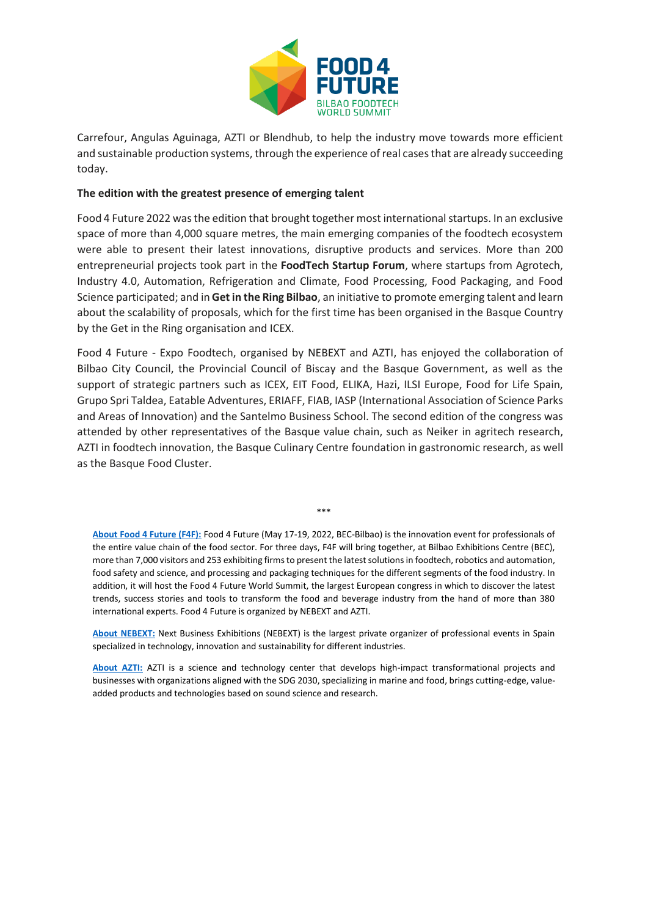Carrefour, Angulas Aguinaga, AZTI or Blendhub, to help the industry move towards more efficient and sustainable production systems, through the experience of real cases that are already succeeding today.

**The edition with the greatest presence of emerging talent**

Food 4 Future 2022 was the edition that brought together most international startups. In an exclusive space of more than 4,000 square metres, the main emerging companies of the foodtech ecosystem were able to present their latest innovations, disruptive products and services. More than 200 entrepreneurial projects took part in the **FoodTech Startup Forum**, where startups from Agrotech, Industry 4.0, Automation, Refrigeration and Climate, Food Processing, Food Packaging, and Food Science participated; and in **Get in the Ring Bilbao**, an initiative to promote emerging talent and learn about the scalability of proposals, which for the first time has been organised in the Basque Country by the Get in the Ring organisation and ICEX.

Food 4 Future - Expo Foodtech, organised by NEBEXT and AZTI, has enjoyed the collaboration of Bilbao City Council, the Provincial Council of Biscay and the Basque Government, as well as the support of strategic partners such as ICEX, EIT Food, ELIKA, Hazi, ILSI Europe, Food for Life Spain, Grupo Spri Taldea, Eatable Adventures, ERIAFF, FIAB, IASP (International Association of Science Parks and Areas of Innovation) and the Santelmo Business School. The second edition of the congress was attended by other representatives of the Basque value chain, such as Neiker in agritech research, AZTI in foodtech innovation, the Basque Culinary Centre foundation in gastronomic research, as well as the Basque Food Cluster.

***

**About Food 4 Future (F4F):** Food 4 Future (May 17-19, 2022, BEC-Bilbao) is the innovation event for professionals of the entire value chain of the food sector. For three days, F4F will bring together, at Bilbao Exhibitions Centre (BEC), more than 7,000 visitors and 253 exhibiting firms to present the latest solutions in foodtech, robotics and automation, food safety and science, and processing and packaging techniques for the different segments of the food industry. In addition, it will host the Food 4 Future World Summit, the largest European congress in which to discover the latest trends, success stories and tools to transform the food and beverage industry from the hand of more than 380 international experts. Food 4 Future is organized by NEBEXT and AZTI.

**About NEBEXT:** Next Business Exhibitions (NEBEXT) is the largest private organizer of professional events in Spain specialized in technology, innovation and sustainability for different industries.

**About AZTI:** AZTI is a science and technology center that develops high-impact transformational projects and businesses with organizations aligned with the SDG 2030, specializing in marine and food, brings cutting-edge, value-added products and technologies based on sound science and research.